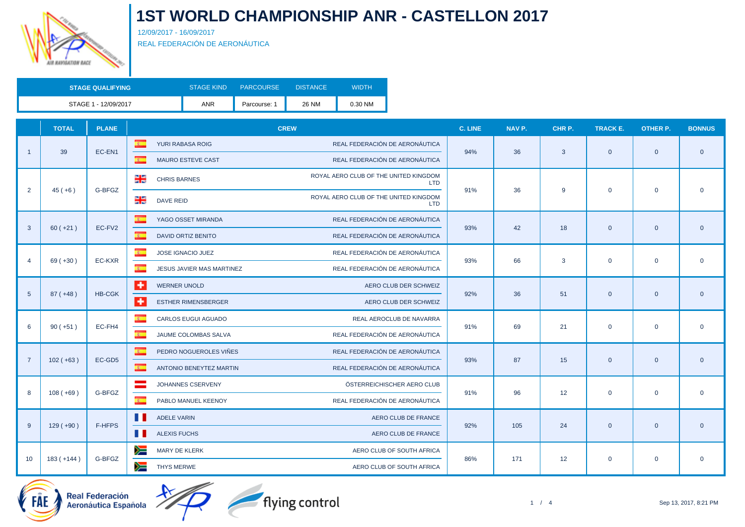# 1ST WORLD CHAMPIONSHIP ANR - CASTELLON 2017

12/09/2017 - 16/09/2017

REAL FEDERACIÓN DE AERONÁUTICA

| STAGE QUALIFYING | STAGE KIND | PARCOURSE | DISTANCE | WIDTH |
|---|---|---|---|---|
| STAGE 1 - 12/09/2017 | ANR | Parcourse: 1 | 26 NM | 0.30 NM |

| | TOTAL | PLANE | CREW | | C. LINE | NAV P. | CHR P. | TRACK E. | OTHER P. | BONNUS |
|---|---|---|---|---|---|---|---|---|---|---|
| 1 | 39 | EC-EN1 | YURI RABASA ROIG | REAL FEDERACIÓN DE AERONÁUTICA | 94% | 36 | 3 | 0 | 0 | 0 |
| | | | MAURO ESTEVE CAST | REAL FEDERACIÓN DE AERONÁUTICA | | | | | | |
| 2 | 45 ( +6 ) | G-BFGZ | CHRIS BARNES | ROYAL AERO CLUB OF THE UNITED KINGDOM LTD | 91% | 36 | 9 | 0 | 0 | 0 |
| | | | DAVE REID | ROYAL AERO CLUB OF THE UNITED KINGDOM LTD | | | | | | |
| 3 | 60 ( +21 ) | EC-FV2 | YAGO OSSET MIRANDA | REAL FEDERACIÓN DE AERONÁUTICA | 93% | 42 | 18 | 0 | 0 | 0 |
| | | | DAVID ORTIZ BENITO | REAL FEDERACIÓN DE AERONÁUTICA | | | | | | |
| 4 | 69 ( +30 ) | EC-KXR | JOSE IGNACIO JUEZ | REAL FEDERACIÓN DE AERONÁUTICA | 93% | 66 | 3 | 0 | 0 | 0 |
| | | | JESUS JAVIER MAS MARTINEZ | REAL FEDERACIÓN DE AERONÁUTICA | | | | | | |
| 5 | 87 ( +48 ) | HB-CGK | WERNER UNOLD | AERO CLUB DER SCHWEIZ | 92% | 36 | 51 | 0 | 0 | 0 |
| | | | ESTHER RIMENSBERGER | AERO CLUB DER SCHWEIZ | | | | | | |
| 6 | 90 ( +51 ) | EC-FH4 | CARLOS EUGUI AGUADO | REAL AEROCLUB DE NAVARRA | 91% | 69 | 21 | 0 | 0 | 0 |
| | | | JAUME COLOMBAS SALVA | REAL FEDERACIÓN DE AERONÁUTICA | | | | | | |
| 7 | 102 ( +63 ) | EC-GD5 | PEDRO NOGUEROLES VIÑES | REAL FEDERACIÓN DE AERONÁUTICA | 93% | 87 | 15 | 0 | 0 | 0 |
| | | | ANTONIO BENEYTEZ MARTIN | REAL FEDERACIÓN DE AERONÁUTICA | | | | | | |
| 8 | 108 ( +69 ) | G-BFGZ | JOHANNES CSERVENY | ÖSTERREICHISCHER AERO CLUB | 91% | 96 | 12 | 0 | 0 | 0 |
| | | | PABLO MANUEL KEENOY | REAL FEDERACIÓN DE AERONÁUTICA | | | | | | |
| 9 | 129 ( +90 ) | F-HFPS | ADELE VARIN | AERO CLUB DE FRANCE | 92% | 105 | 24 | 0 | 0 | 0 |
| | | | ALEXIS FUCHS | AERO CLUB DE FRANCE | | | | | | |
| 10 | 183 ( +144 ) | G-BFGZ | MARY DE KLERK | AERO CLUB OF SOUTH AFRICA | 86% | 171 | 12 | 0 | 0 | 0 |
| | | | THYS MERWE | AERO CLUB OF SOUTH AFRICA | | | | | | |

Real Federación Aeronáutica Española

flying control

Sep 13, 2017, 8:21 PM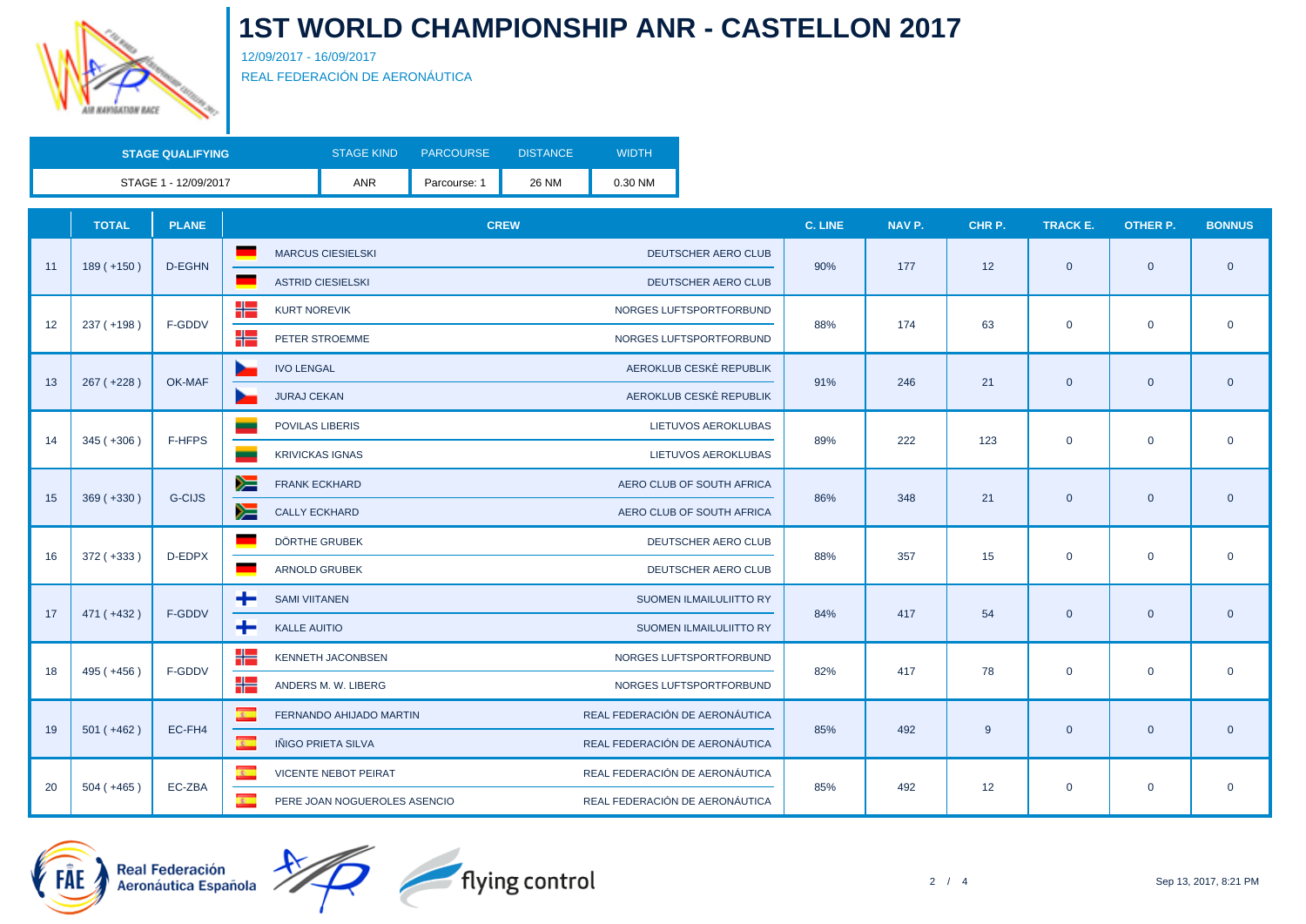# 1ST WORLD CHAMPIONSHIP ANR - CASTELLON 2017

12/09/2017 - 16/09/2017

REAL FEDERACIÓN DE AERONÁUTICA

| STAGE QUALIFYING | STAGE KIND | PARCOURSE | DISTANCE | WIDTH |
|---|---|---|---|---|
| STAGE 1 - 12/09/2017 | ANR | Parcourse: 1 | 26 NM | 0.30 NM |

| | TOTAL | PLANE | CREW | | C. LINE | NAV P. | CHR P. | TRACK E. | OTHER P. | BONNUS |
|---|---|---|---|---|---|---|---|---|---|---|
| 11 | 189 ( +150 ) | D-EGHN | MARCUS CIESIELSKI<br>ASTRID CIESIELSKI | DEUTSCHER AERO CLUB<br>DEUTSCHER AERO CLUB | 90% | 177 | 12 | 0 | 0 | 0 |
| 12 | 237 ( +198 ) | F-GDDV | KURT NOREVIK<br>PETER STROEMME | NORGES LUFTSPORTFORBUND<br>NORGES LUFTSPORTFORBUND | 88% | 174 | 63 | 0 | 0 | 0 |
| 13 | 267 ( +228 ) | OK-MAF | IVO LENGAL<br>JURAJ CEKAN | AEROKLUB CESKÈ REPUBLIK<br>AEROKLUB CESKÈ REPUBLIK | 91% | 246 | 21 | 0 | 0 | 0 |
| 14 | 345 ( +306 ) | F-HFPS | POVILAS LIBERIS<br>KRIVICKAS IGNAS | LIETUVOS AEROKLUBAS<br>LIETUVOS AEROKLUBAS | 89% | 222 | 123 | 0 | 0 | 0 |
| 15 | 369 ( +330 ) | G-CIJS | FRANK ECKHARD<br>CALLY ECKHARD | AERO CLUB OF SOUTH AFRICA<br>AERO CLUB OF SOUTH AFRICA | 86% | 348 | 21 | 0 | 0 | 0 |
| 16 | 372 ( +333 ) | D-EDPX | DÖRTHE GRUBEK<br>ARNOLD GRUBEK | DEUTSCHER AERO CLUB<br>DEUTSCHER AERO CLUB | 88% | 357 | 15 | 0 | 0 | 0 |
| 17 | 471 ( +432 ) | F-GDDV | SAMI VIITANEN<br>KALLE AUITIO | SUOMEN ILMAILULIITTO RY<br>SUOMEN ILMAILULIITTO RY | 84% | 417 | 54 | 0 | 0 | 0 |
| 18 | 495 ( +456 ) | F-GDDV | KENNETH JACONBSEN<br>ANDERS M. W. LIBERG | NORGES LUFTSPORTFORBUND<br>NORGES LUFTSPORTFORBUND | 82% | 417 | 78 | 0 | 0 | 0 |
| 19 | 501 ( +462 ) | EC-FH4 | FERNANDO AHIJADO MARTIN<br>IÑIGO PRIETA SILVA | REAL FEDERACIÓN DE AERONÁUTICA<br>REAL FEDERACIÓN DE AERONÁUTICA | 85% | 492 | 9 | 0 | 0 | 0 |
| 20 | 504 ( +465 ) | EC-ZBA | VICENTE NEBOT PEIRAT<br>PERE JOAN NOGUEROLES ASENCIO | REAL FEDERACIÓN DE AERONÁUTICA<br>REAL FEDERACIÓN DE AERONÁUTICA | 85% | 492 | 12 | 0 | 0 | 0 |

Sep 13, 2017, 8:21 PM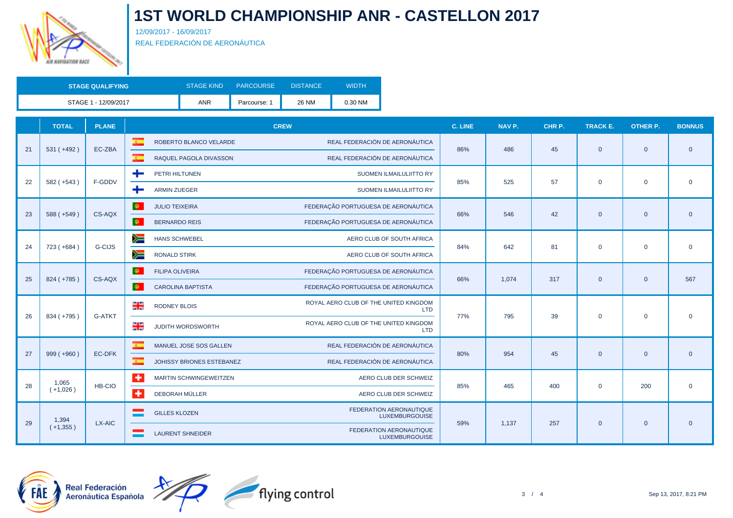# 1ST WORLD CHAMPIONSHIP ANR - CASTELLON 2017

12/09/2017 - 16/09/2017

REAL FEDERACIÓN DE AERONÁUTICA

| STAGE QUALIFYING | STAGE KIND | PARCOURSE | DISTANCE | WIDTH |
|---|---|---|---|---|
| STAGE 1 - 12/09/2017 | ANR | Parcourse: 1 | 26 NM | 0.30 NM |

| | TOTAL | PLANE | CREW | | C. LINE | NAV P. | CHR P. | TRACK E. | OTHER P. | BONNUS |
|---|---|---|---|---|---|---|---|---|---|---|
| 21 | 531 ( +492 ) | EC-ZBA | ROBERTO BLANCO VELARDE<br>RAQUEL PAGOLA DIVASSON | REAL FEDERACIÓN DE AERONÁUTICA<br>REAL FEDERACIÓN DE AERONÁUTICA | 86% | 486 | 45 | 0 | 0 | 0 |
| 22 | 582 ( +543 ) | F-GDDV | PETRI HILTUNEN<br>ARMIN ZUEGER | SUOMEN ILMAILULIITTO RY<br>SUOMEN ILMAILULIITTO RY | 85% | 525 | 57 | 0 | 0 | 0 |
| 23 | 588 ( +549 ) | CS-AQX | JULIO TEIXEIRA<br>BERNARDO REIS | FEDERAÇÃO PORTUGUESA DE AERONÁUTICA<br>FEDERAÇÃO PORTUGUESA DE AERONÁUTICA | 66% | 546 | 42 | 0 | 0 | 0 |
| 24 | 723 ( +684 ) | G-CIJS | HANS SCHWEBEL<br>RONALD STIRK | AERO CLUB OF SOUTH AFRICA<br>AERO CLUB OF SOUTH AFRICA | 84% | 642 | 81 | 0 | 0 | 0 |
| 25 | 824 ( +785 ) | CS-AQX | FILIPA OLIVEIRA<br>CAROLINA BAPTISTA | FEDERAÇÃO PORTUGUESA DE AERONÁUTICA<br>FEDERAÇÃO PORTUGUESA DE AERONÁUTICA | 66% | 1,074 | 317 | 0 | 0 | 567 |
| 26 | 834 ( +795 ) | G-ATKT | RODNEY BLOIS<br>JUDITH WORDSWORTH | ROYAL AERO CLUB OF THE UNITED KINGDOM LTD<br>ROYAL AERO CLUB OF THE UNITED KINGDOM LTD | 77% | 795 | 39 | 0 | 0 | 0 |
| 27 | 999 ( +960 ) | EC-DFK | MANUEL JOSE SOS GALLEN<br>JOHISSY BRIONES ESTEBANEZ | REAL FEDERACIÓN DE AERONÁUTICA<br>REAL FEDERACIÓN DE AERONÁUTICA | 80% | 954 | 45 | 0 | 0 | 0 |
| 28 | 1,065 ( +1,026 ) | HB-CIO | MARTIN SCHWINGEWEITZEN<br>DEBORAH MÜLLER | AERO CLUB DER SCHWEIZ<br>AERO CLUB DER SCHWEIZ | 85% | 465 | 400 | 0 | 200 | 0 |
| 29 | 1,394 ( +1,355 ) | LX-AIC | GILLES KLOZEN<br>LAURENT SHNEIDER | FEDERATION AERONAUTIQUE LUXEMBURGOUISE<br>FEDERATION AERONAUTIQUE LUXEMBURGOUISE | 59% | 1,137 | 257 | 0 | 0 | 0 |

Sep 13, 2017, 8:21 PM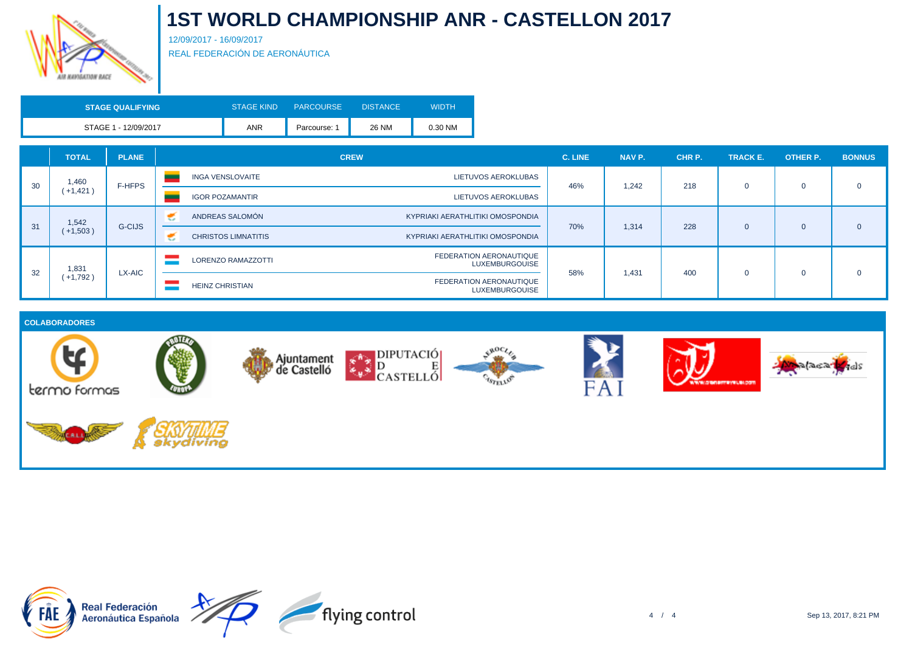# 1ST WORLD CHAMPIONSHIP ANR - CASTELLON 2017

12/09/2017 - 16/09/2017

REAL FEDERACIÓN DE AERONÁUTICA

| STAGE QUALIFYING | STAGE KIND | PARCOURSE | DISTANCE | WIDTH |
|---|---|---|---|---|
| STAGE 1 - 12/09/2017 | ANR | Parcourse: 1 | 26 NM | 0.30 NM |

| | TOTAL | PLANE | CREW | | C. LINE | NAV P. | CHR P. | TRACK E. | OTHER P. | BONNUS |
|---|---|---|---|---|---|---|---|---|---|---|
| 30 | 1,460 ( +1,421 ) | F-HFPS | INGA VENSLOVAITE | LIETUVOS AEROKLUBAS | 46% | 1,242 | 218 | 0 | 0 | 0 |
| | | | IGOR POZAMANTIR | LIETUVOS AEROKLUBAS | | | | | | |
| 31 | 1,542 ( +1,503 ) | G-CIJS | ANDREAS SALOMÓN | KYPRIAKI AERATHLITIKI OMOSPONDIA | 70% | 1,314 | 228 | 0 | 0 | 0 |
| | | | CHRISTOS LIMNATITIS | KYPRIAKI AERATHLITIKI OMOSPONDIA | | | | | | |
| 32 | 1,831 ( +1,792 ) | LX-AIC | LORENZO RAMAZZOTTI | FEDERATION AERONAUTIQUE LUXEMBURGOUISE | 58% | 1,431 | 400 | 0 | 0 | 0 |
| | | | HEINZ CHRISTIAN | FEDERATION AERONAUTIQUE LUXEMBURGOUISE | | | | | | |

## COLABORADORES

Sep 13, 2017, 8:21 PM